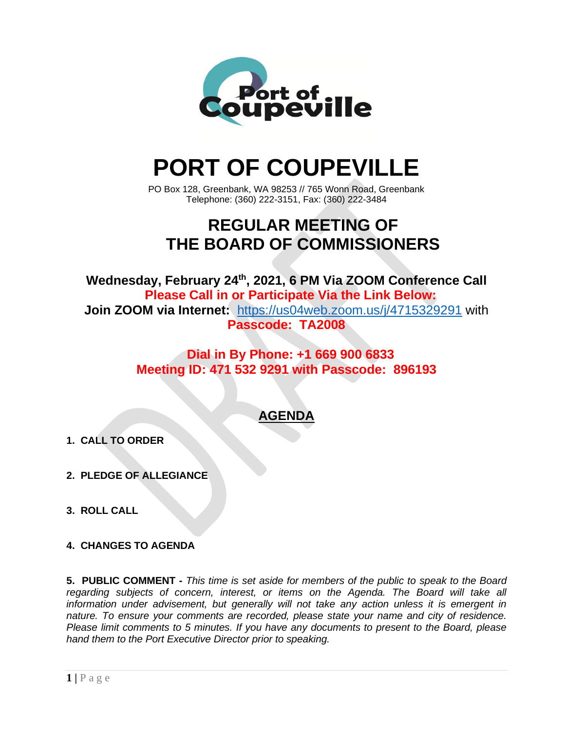# PORT OF COUPEVILLE

PO Box 128, Greenbank, WA 98253 // 765 Wonn Road, Greenbank
Telephone: (360) 222-3151, Fax: (360) 222-3484

## REGULAR MEETING OF THE BOARD OF COMMISSIONERS

**Wednesday, February 24th, 2021, 6 PM Via ZOOM Conference Call**

**Please Call in or Participate Via the Link Below:**

**Join ZOOM via Internet:** https://us04web.zoom.us/j/4715329291 with **Passcode: TA2008**

**Dial in By Phone: +1 669 900 6833**
**Meeting ID: 471 532 9291 with Passcode: 896193**

## AGENDA

1. **CALL TO ORDER**

2. **PLEDGE OF ALLEGIANCE**

3. **ROLL CALL**

4. **CHANGES TO AGENDA**

5. **PUBLIC COMMENT -** *This time is set aside for members of the public to speak to the Board regarding subjects of concern, interest, or items on the Agenda. The Board will take all information under advisement, but generally will not take any action unless it is emergent in nature. To ensure your comments are recorded, please state your name and city of residence. Please limit comments to 5 minutes. If you have any documents to present to the Board, please hand them to the Port Executive Director prior to speaking.*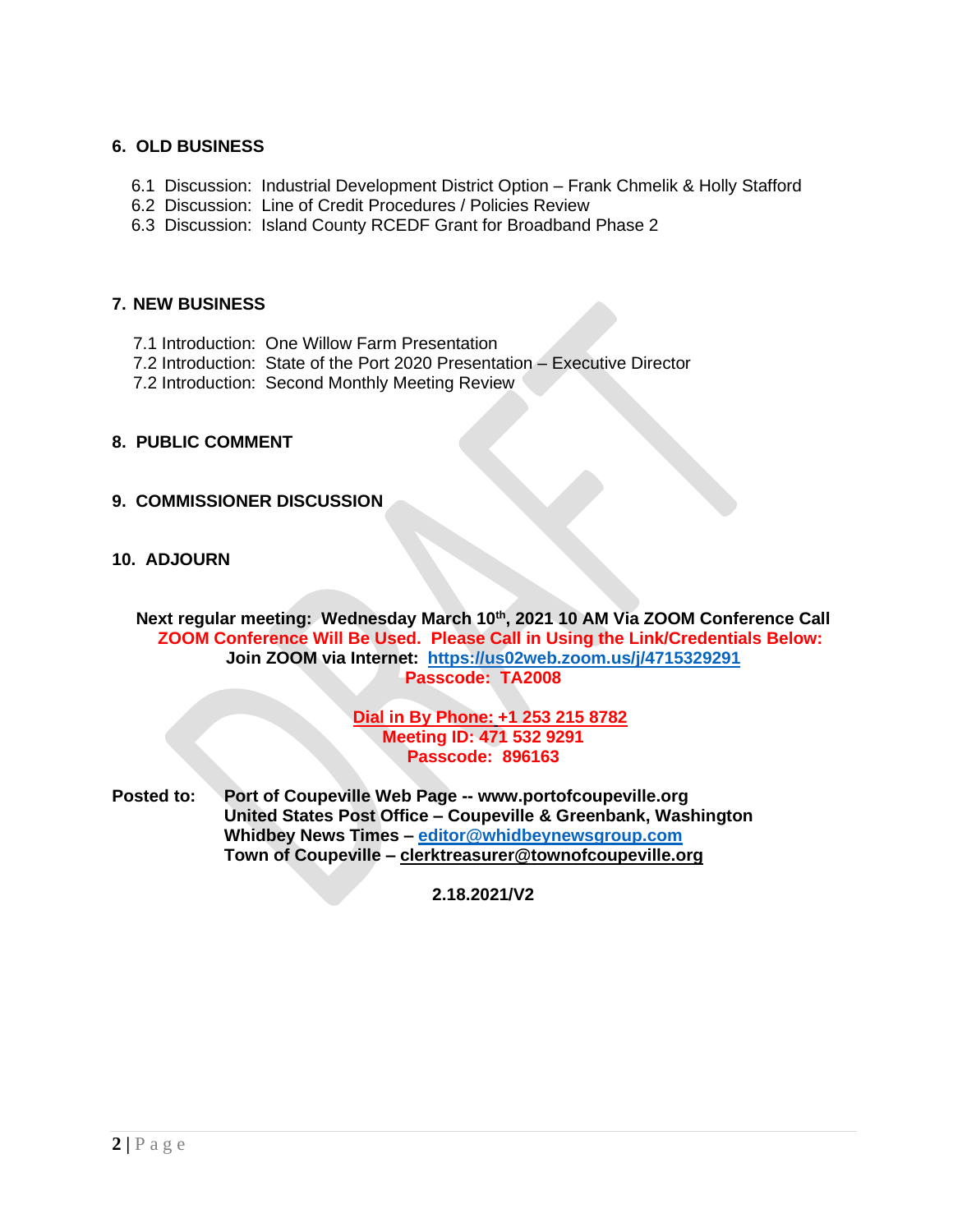## 6. OLD BUSINESS

- 6.1 Discussion: Industrial Development District Option – Frank Chmelik & Holly Stafford
- 6.2 Discussion: Line of Credit Procedures / Policies Review
- 6.3 Discussion: Island County RCEDF Grant for Broadband Phase 2

## 7. NEW BUSINESS

- 7.1 Introduction: One Willow Farm Presentation
- 7.2 Introduction: State of the Port 2020 Presentation – Executive Director
- 7.2 Introduction: Second Monthly Meeting Review

## 8. PUBLIC COMMENT

## 9. COMMISSIONER DISCUSSION

## 10. ADJOURN

**Next regular meeting: Wednesday March 10th, 2021 10 AM Via ZOOM Conference Call**
**ZOOM Conference Will Be Used. Please Call in Using the Link/Credentials Below:**
**Join ZOOM via Internet: https://us02web.zoom.us/j/4715329291**
**Passcode: TA2008**

**Dial in By Phone: +1 253 215 8782**
**Meeting ID: 471 532 9291**
**Passcode: 896163**

**Posted to:** **Port of Coupeville Web Page -- www.portofcoupeville.org**
**United States Post Office – Coupeville & Greenbank, Washington**
**Whidbey News Times – editor@whidbeynewsgroup.com**
**Town of Coupeville – clerktreasurer@townofcoupeville.org**

**2.18.2021/V2**